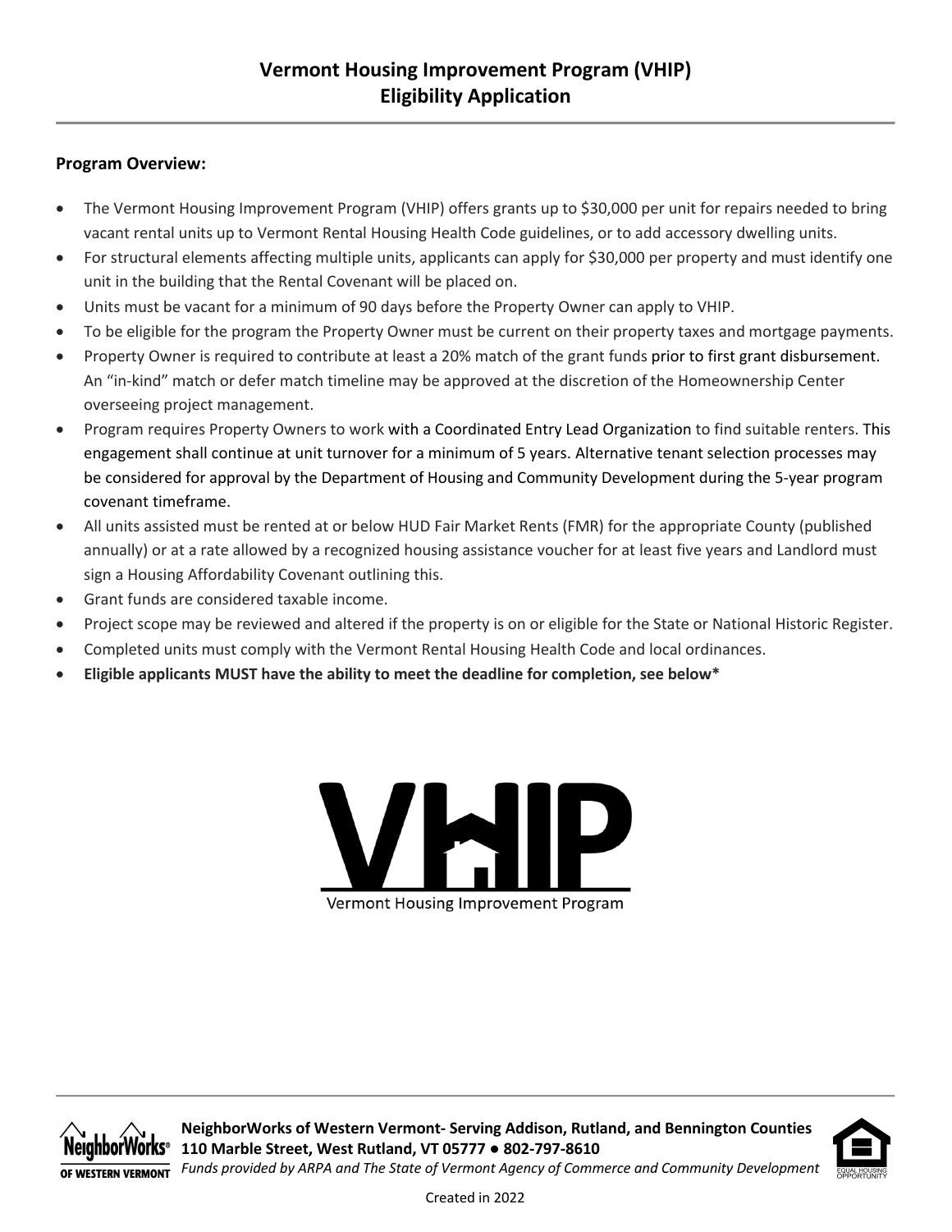# Vermont Housing Improvement Program (VHIP)
# Eligibility Application

**Program Overview:**

- The Vermont Housing Improvement Program (VHIP) offers grants up to $30,000 per unit for repairs needed to bring vacant rental units up to Vermont Rental Housing Health Code guidelines, or to add accessory dwelling units.
- For structural elements affecting multiple units, applicants can apply for $30,000 per property and must identify one unit in the building that the Rental Covenant will be placed on.
- Units must be vacant for a minimum of 90 days before the Property Owner can apply to VHIP.
- To be eligible for the program the Property Owner must be current on their property taxes and mortgage payments.
- Property Owner is required to contribute at least a 20% match of the grant funds prior to first grant disbursement. An "in-kind" match or defer match timeline may be approved at the discretion of the Homeownership Center overseeing project management.
- Program requires Property Owners to work with a Coordinated Entry Lead Organization to find suitable renters. This engagement shall continue at unit turnover for a minimum of 5 years. Alternative tenant selection processes may be considered for approval by the Department of Housing and Community Development during the 5-year program covenant timeframe.
- All units assisted must be rented at or below HUD Fair Market Rents (FMR) for the appropriate County (published annually) or at a rate allowed by a recognized housing assistance voucher for at least five years and Landlord must sign a Housing Affordability Covenant outlining this.
- Grant funds are considered taxable income.
- Project scope may be reviewed and altered if the property is on or eligible for the State or National Historic Register.
- Completed units must comply with the Vermont Rental Housing Health Code and local ordinances.
- **Eligible applicants MUST have the ability to meet the deadline for completion, see below***

VHIP

Vermont Housing Improvement Program

**NeighborWorks of Western Vermont- Serving Addison, Rutland, and Bennington Counties**
**110 Marble Street, West Rutland, VT 05777 ● 802-797-8610**
*Funds provided by ARPA and The State of Vermont Agency of Commerce and Community Development*

Created in 2022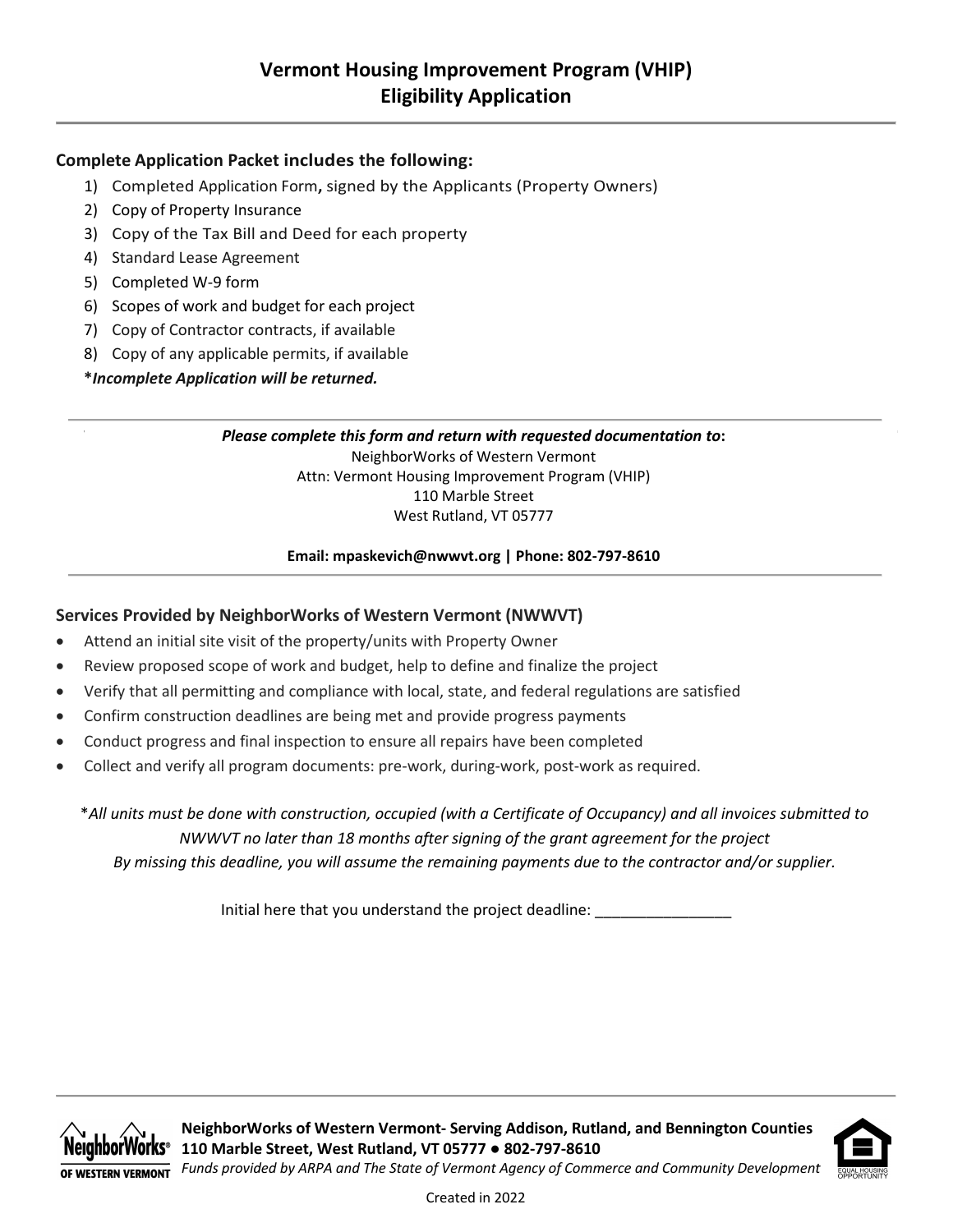# Vermont Housing Improvement Program (VHIP)
# Eligibility Application

### Complete Application Packet includes the following:

1) Completed Application Form**,** signed by the Applicants (Property Owners)
2) Copy of Property Insurance
3) Copy of the Tax Bill and Deed for each property
4) Standard Lease Agreement
5) Completed W-9 form
6) Scopes of work and budget for each project
7) Copy of Contractor contracts, if available
8) Copy of any applicable permits, if available

***Incomplete Application will be returned.***

---

***Please complete this form and return with requested documentation to*:**

NeighborWorks of Western Vermont
Attn: Vermont Housing Improvement Program (VHIP)
110 Marble Street
West Rutland, VT 05777

**Email: mpaskevich@nwwvt.org | Phone: 802-797-8610**

---

### Services Provided by NeighborWorks of Western Vermont (NWWVT)

- Attend an initial site visit of the property/units with Property Owner
- Review proposed scope of work and budget, help to define and finalize the project
- Verify that all permitting and compliance with local, state, and federal regulations are satisfied
- Confirm construction deadlines are being met and provide progress payments
- Conduct progress and final inspection to ensure all repairs have been completed
- Collect and verify all program documents: pre-work, during-work, post-work as required.

**All units must be done with construction, occupied (with a Certificate of Occupancy) and all invoices submitted to NWWVT no later than 18 months after signing of the grant agreement for the project*
*By missing this deadline, you will assume the remaining payments due to the contractor and/or supplier.*

Initial here that you understand the project deadline: ________________

---

**NeighborWorks of Western Vermont- Serving Addison, Rutland, and Bennington Counties**
**110 Marble Street, West Rutland, VT 05777 ● 802-797-8610**
*Funds provided by ARPA and The State of Vermont Agency of Commerce and Community Development*

Created in 2022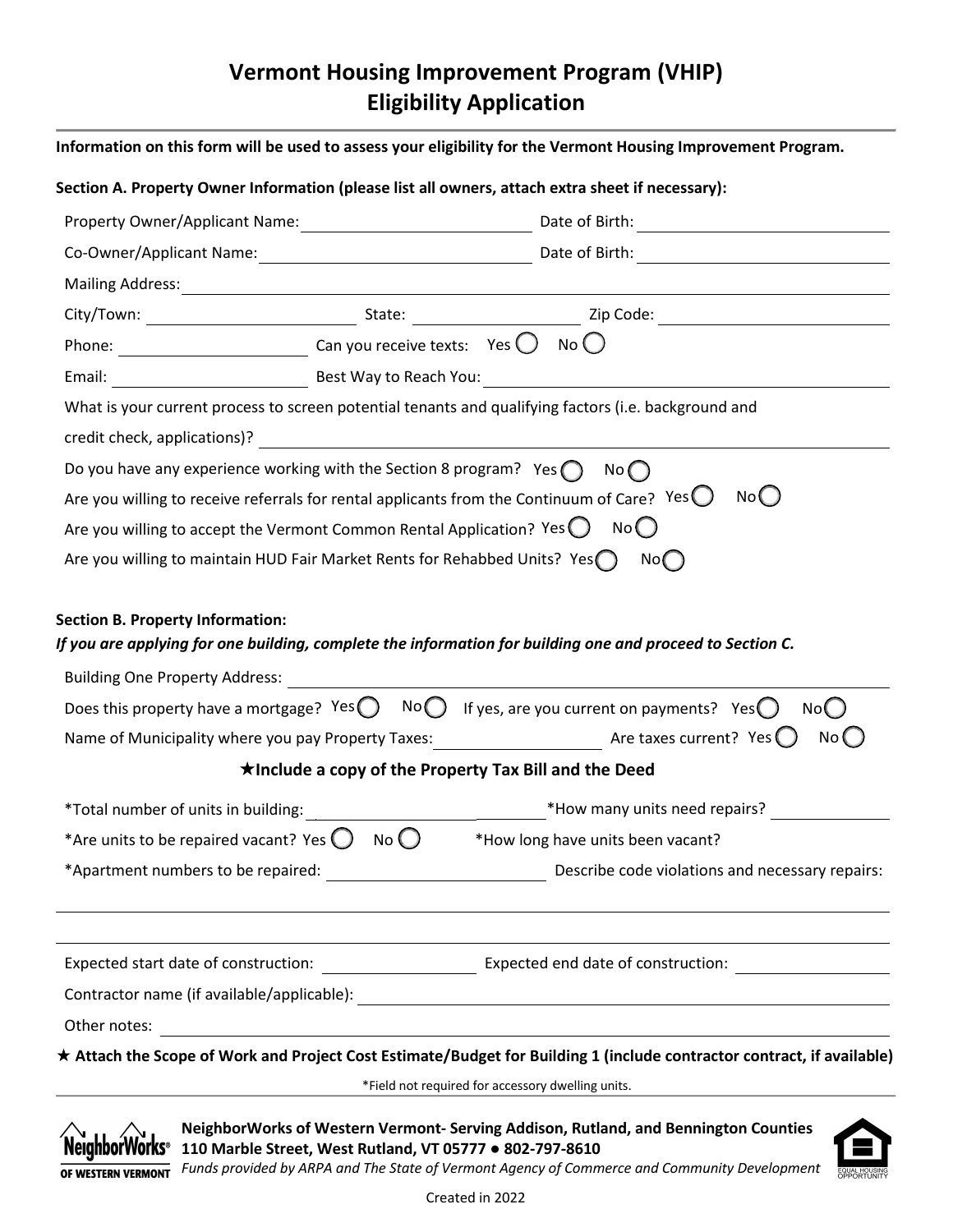# Vermont Housing Improvement Program (VHIP)
# Eligibility Application

**Information on this form will be used to assess your eligibility for the Vermont Housing Improvement Program.**

**Section A. Property Owner Information (please list all owners, attach extra sheet if necessary):**

Property Owner/Applicant Name: ____________________ Date of Birth: ____________________

Co-Owner/Applicant Name: ____________________ Date of Birth: ____________________

Mailing Address: ____________________

City/Town: ____________________ State: ____________________ Zip Code: ____________________

Phone: ____________________ Can you receive texts: Yes ◯ No ◯

Email: ____________________ Best Way to Reach You: ____________________

What is your current process to screen potential tenants and qualifying factors (i.e. background and credit check, applications)? ____________________

Do you have any experience working with the Section 8 program? Yes ◯ No ◯

Are you willing to receive referrals for rental applicants from the Continuum of Care? Yes ◯ No ◯

Are you willing to accept the Vermont Common Rental Application? Yes ◯ No ◯

Are you willing to maintain HUD Fair Market Rents for Rehabbed Units? Yes ◯ No ◯

**Section B. Property Information:**

***If you are applying for one building, complete the information for building one and proceed to Section C.***

Building One Property Address: ____________________

Does this property have a mortgage? Yes ◯ No ◯ If yes, are you current on payments? Yes ◯ No ◯

Name of Municipality where you pay Property Taxes: ____________________ Are taxes current? Yes ◯ No ◯

**★Include a copy of the Property Tax Bill and the Deed**

*Total number of units in building: ____________________ *How many units need repairs? ____________________

*Are units to be repaired vacant? Yes ◯ No ◯ *How long have units been vacant?

*Apartment numbers to be repaired: ____________________ Describe code violations and necessary repairs:

____________________

____________________

Expected start date of construction: ____________________ Expected end date of construction: ____________________

Contractor name (if available/applicable): ____________________

Other notes: ____________________

**★ Attach the Scope of Work and Project Cost Estimate/Budget for Building 1 (include contractor contract, if available)**

*Field not required for accessory dwelling units.

**NeighborWorks of Western Vermont- Serving Addison, Rutland, and Bennington Counties**
**110 Marble Street, West Rutland, VT 05777 ● 802-797-8610**
*Funds provided by ARPA and The State of Vermont Agency of Commerce and Community Development*

Created in 2022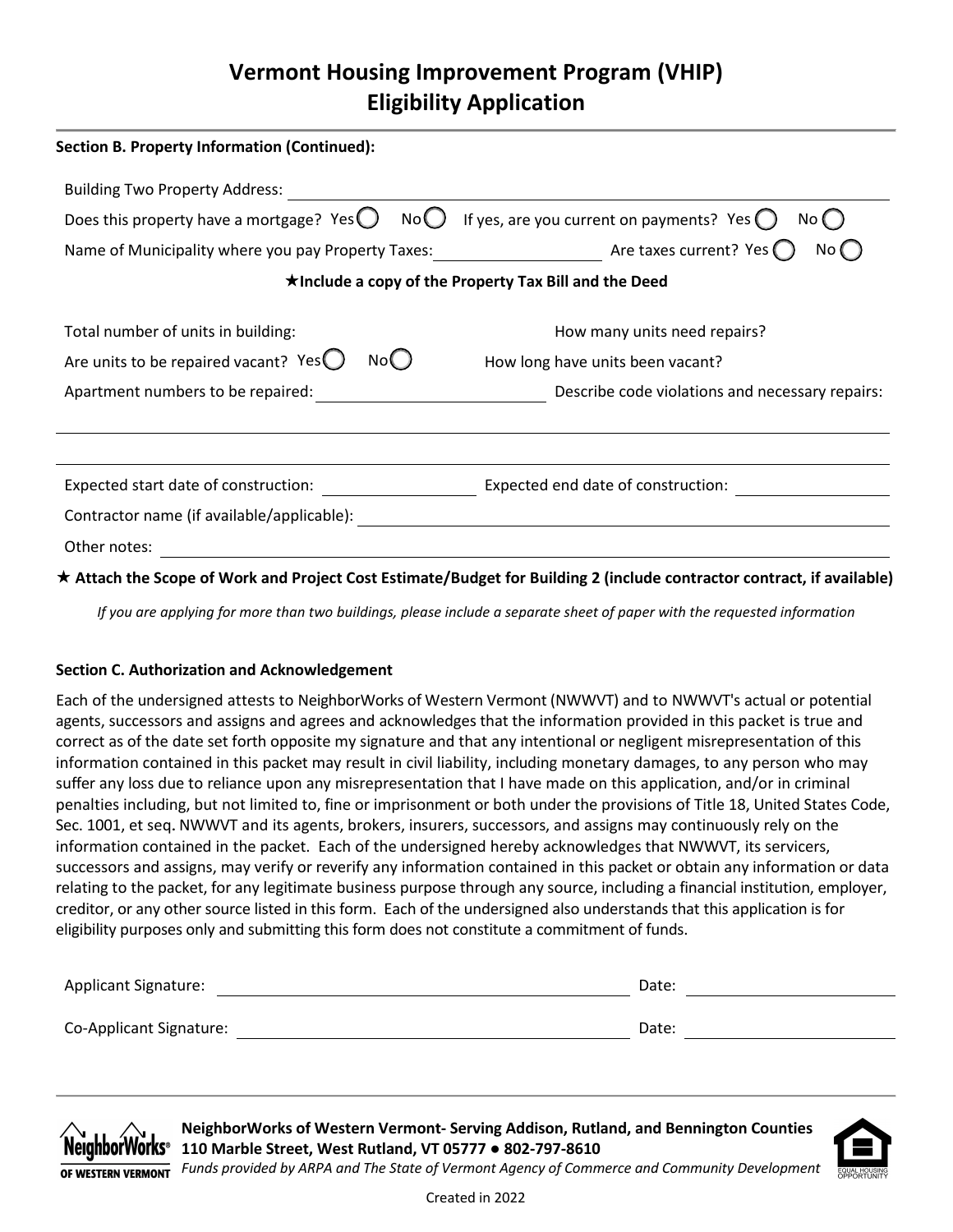# Vermont Housing Improvement Program (VHIP)
# Eligibility Application

**Section B. Property Information (Continued):**

Building Two Property Address: ______________________________

Does this property have a mortgage? Yes ◯ No ◯ If yes, are you current on payments? Yes ◯ No ◯

Name of Municipality where you pay Property Taxes: ______________ Are taxes current? Yes ◯ No ◯

**★Include a copy of the Property Tax Bill and the Deed**

Total number of units in building: How many units need repairs?

Are units to be repaired vacant? Yes ◯ No ◯ How long have units been vacant?

Apartment numbers to be repaired: ______________ Describe code violations and necessary repairs:

______________________________

______________________________

Expected start date of construction: ______________ Expected end date of construction: ______________

Contractor name (if available/applicable): ______________________________

Other notes: ______________________________

**★ Attach the Scope of Work and Project Cost Estimate/Budget for Building 2 (include contractor contract, if available)**

*If you are applying for more than two buildings, please include a separate sheet of paper with the requested information*

**Section C. Authorization and Acknowledgement**

Each of the undersigned attests to NeighborWorks of Western Vermont (NWWVT) and to NWWVT's actual or potential agents, successors and assigns and agrees and acknowledges that the information provided in this packet is true and correct as of the date set forth opposite my signature and that any intentional or negligent misrepresentation of this information contained in this packet may result in civil liability, including monetary damages, to any person who may suffer any loss due to reliance upon any misrepresentation that I have made on this application, and/or in criminal penalties including, but not limited to, fine or imprisonment or both under the provisions of Title 18, United States Code, Sec. 1001, et seq. NWWVT and its agents, brokers, insurers, successors, and assigns may continuously rely on the information contained in the packet. Each of the undersigned hereby acknowledges that NWWVT, its servicers, successors and assigns, may verify or reverify any information contained in this packet or obtain any information or data relating to the packet, for any legitimate business purpose through any source, including a financial institution, employer, creditor, or any other source listed in this form. Each of the undersigned also understands that this application is for eligibility purposes only and submitting this form does not constitute a commitment of funds.

Applicant Signature: ______________________________ Date: ______________

Co-Applicant Signature: ______________________________ Date: ______________

**NeighborWorks of Western Vermont- Serving Addison, Rutland, and Bennington Counties**
**110 Marble Street, West Rutland, VT 05777 ● 802-797-8610**
*Funds provided by ARPA and The State of Vermont Agency of Commerce and Community Development*

Created in 2022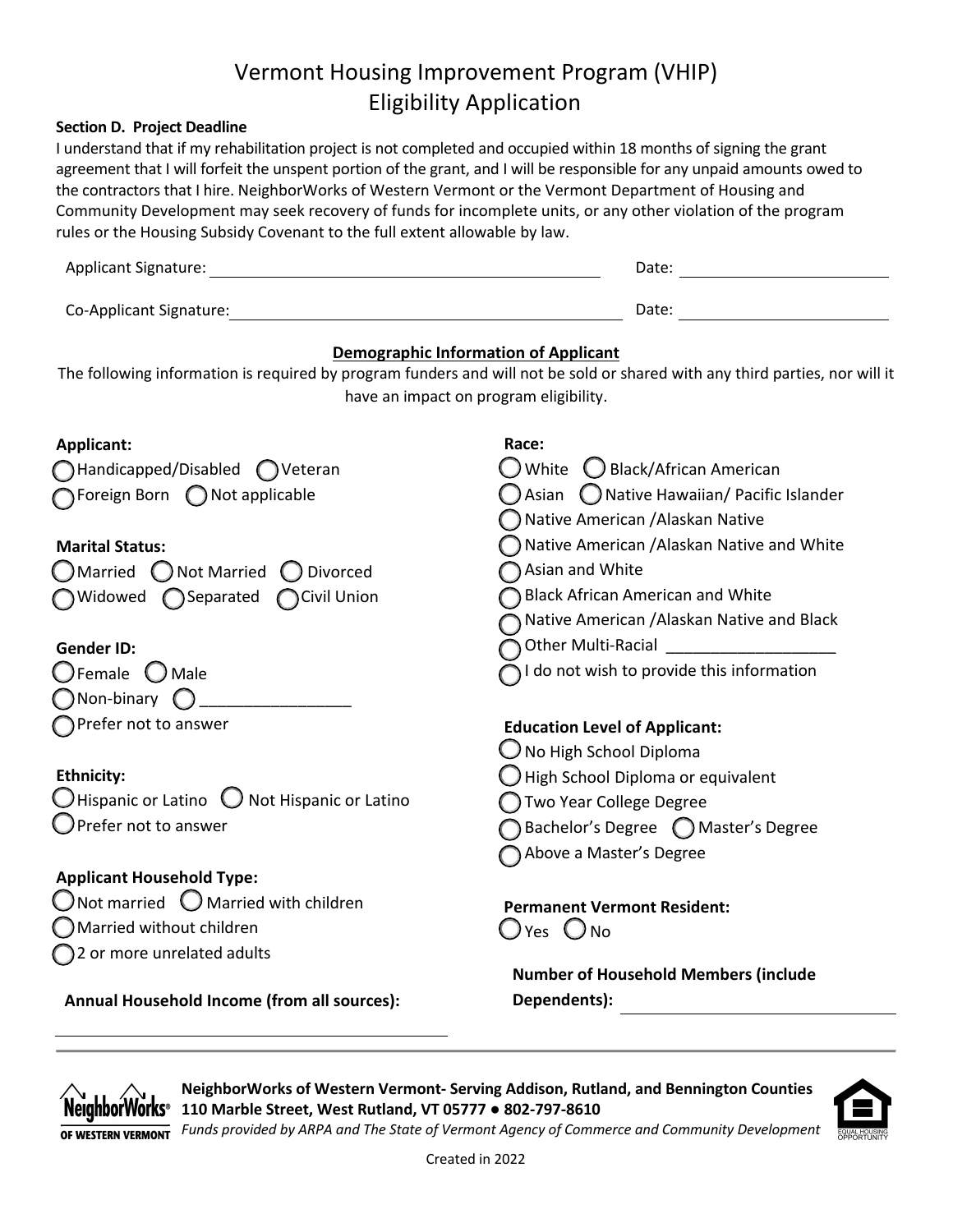# Vermont Housing Improvement Program (VHIP)
## Eligibility Application

**Section D. Project Deadline**

I understand that if my rehabilitation project is not completed and occupied within 18 months of signing the grant agreement that I will forfeit the unspent portion of the grant, and I will be responsible for any unpaid amounts owed to the contractors that I hire. NeighborWorks of Western Vermont or the Vermont Department of Housing and Community Development may seek recovery of funds for incomplete units, or any other violation of the program rules or the Housing Subsidy Covenant to the full extent allowable by law.

Applicant Signature: ________________________________ Date: ____________________

Co-Applicant Signature: ________________________________ Date: ____________________

**Demographic Information of Applicant**

The following information is required by program funders and will not be sold or shared with any third parties, nor will it have an impact on program eligibility.

**Applicant:**

- ◯ Handicapped/Disabled ◯ Veteran
- ◯ Foreign Born ◯ Not applicable

**Marital Status:**

- ◯ Married ◯ Not Married ◯ Divorced
- ◯ Widowed ◯ Separated ◯ Civil Union

**Gender ID:**

- ◯ Female ◯ Male
- ◯ Non-binary ◯ ________________
- ◯ Prefer not to answer

**Ethnicity:**

- ◯ Hispanic or Latino ◯ Not Hispanic or Latino
- ◯ Prefer not to answer

**Applicant Household Type:**

- ◯ Not married ◯ Married with children
- ◯ Married without children
- ◯ 2 or more unrelated adults

**Annual Household Income (from all sources):**

________________________________

**Race:**

- ◯ White ◯ Black/African American
- ◯ Asian ◯ Native Hawaiian/ Pacific Islander
- ◯ Native American /Alaskan Native
- ◯ Native American /Alaskan Native and White
- ◯ Asian and White
- ◯ Black African American and White
- ◯ Native American /Alaskan Native and Black
- ◯ Other Multi-Racial ________________
- ◯ I do not wish to provide this information

**Education Level of Applicant:**

- ◯ No High School Diploma
- ◯ High School Diploma or equivalent
- ◯ Two Year College Degree
- ◯ Bachelor's Degree ◯ Master's Degree
- ◯ Above a Master's Degree

**Permanent Vermont Resident:**

- ◯ Yes ◯ No

**Number of Household Members (include Dependents):** ____________________

---

**NeighborWorks of Western Vermont- Serving Addison, Rutland, and Bennington Counties**
**110 Marble Street, West Rutland, VT 05777 ● 802-797-8610**
*Funds provided by ARPA and The State of Vermont Agency of Commerce and Community Development*

Created in 2022